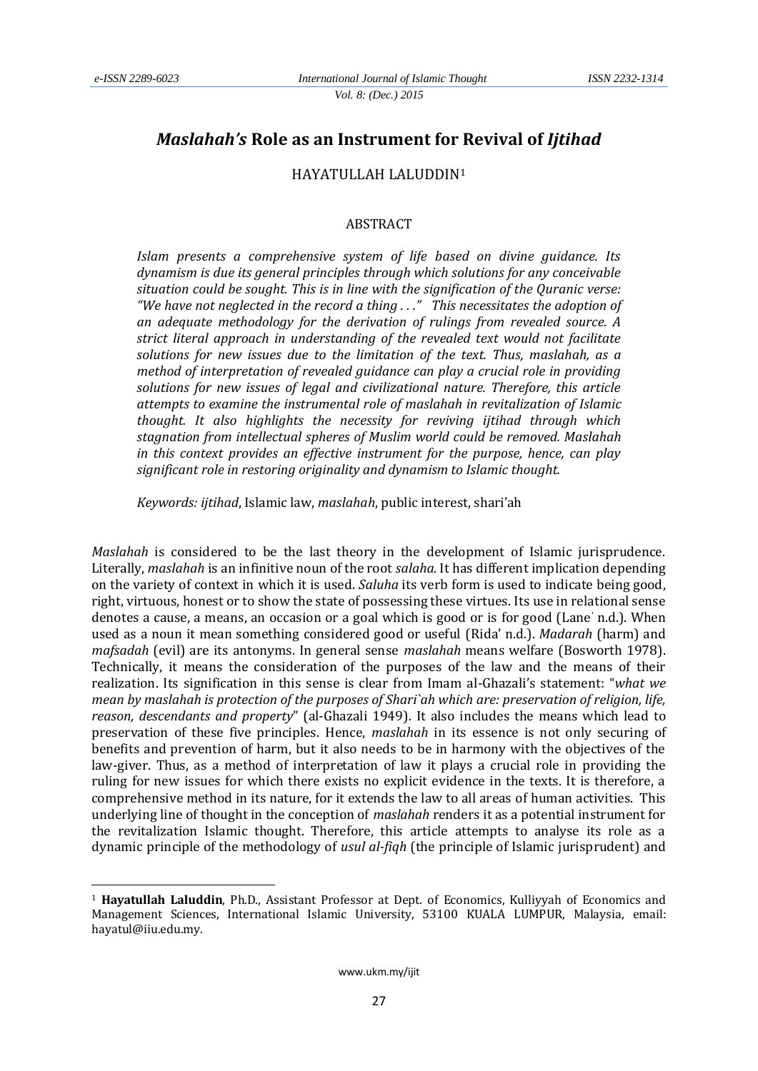# *Maslahah's* Role as an Instrument for Revival of *Ijtihad*

HAYATULLAH LALUDDIN[1]

## ABSTRACT

*Islam presents a comprehensive system of life based on divine guidance. Its dynamism is due its general principles through which solutions for any conceivable situation could be sought. This is in line with the signification of the Quranic verse: "We have not neglected in the record a thing . . ." This necessitates the adoption of an adequate methodology for the derivation of rulings from revealed source. A strict literal approach in understanding of the revealed text would not facilitate solutions for new issues due to the limitation of the text. Thus, maslahah, as a method of interpretation of revealed guidance can play a crucial role in providing solutions for new issues of legal and civilizational nature. Therefore, this article attempts to examine the instrumental role of maslahah in revitalization of Islamic thought. It also highlights the necessity for reviving ijtihad through which stagnation from intellectual spheres of Muslim world could be removed. Maslahah in this context provides an effective instrument for the purpose, hence, can play significant role in restoring originality and dynamism to Islamic thought.*

*Keywords: ijtihad*, Islamic law, *maslahah*, public interest, shari'ah

*Maslahah* is considered to be the last theory in the development of Islamic jurisprudence. Literally, *maslahah* is an infinitive noun of the root *salaha*. It has different implication depending on the variety of context in which it is used. *Saluha* its verb form is used to indicate being good, right, virtuous, honest or to show the state of possessing these virtues. Its use in relational sense denotes a cause, a means, an occasion or a goal which is good or is for good (Lane' n.d.). When used as a noun it mean something considered good or useful (Rida' n.d.). *Madarah* (harm) and *mafsadah* (evil) are its antonyms. In general sense *maslahah* means welfare (Bosworth 1978). Technically, it means the consideration of the purposes of the law and the means of their realization. Its signification in this sense is clear from Imam al-Ghazali's statement: "*what we mean by maslahah is protection of the purposes of Shari`ah which are: preservation of religion, life, reason, descendants and property*" (al-Ghazali 1949). It also includes the means which lead to preservation of these five principles. Hence, *maslahah* in its essence is not only securing of benefits and prevention of harm, but it also needs to be in harmony with the objectives of the law-giver. Thus, as a method of interpretation of law it plays a crucial role in providing the ruling for new issues for which there exists no explicit evidence in the texts. It is therefore, a comprehensive method in its nature, for it extends the law to all areas of human activities. This underlying line of thought in the conception of *maslahah* renders it as a potential instrument for the revitalization Islamic thought. Therefore, this article attempts to analyse its role as a dynamic principle of the methodology of *usul al-fiqh* (the principle of Islamic jurisprudent) and

---

[1] **Hayatullah Laluddin**, Ph.D., Assistant Professor at Dept. of Economics, Kulliyyah of Economics and Management Sciences, International Islamic University, 53100 KUALA LUMPUR, Malaysia, email: hayatul@iiu.edu.my.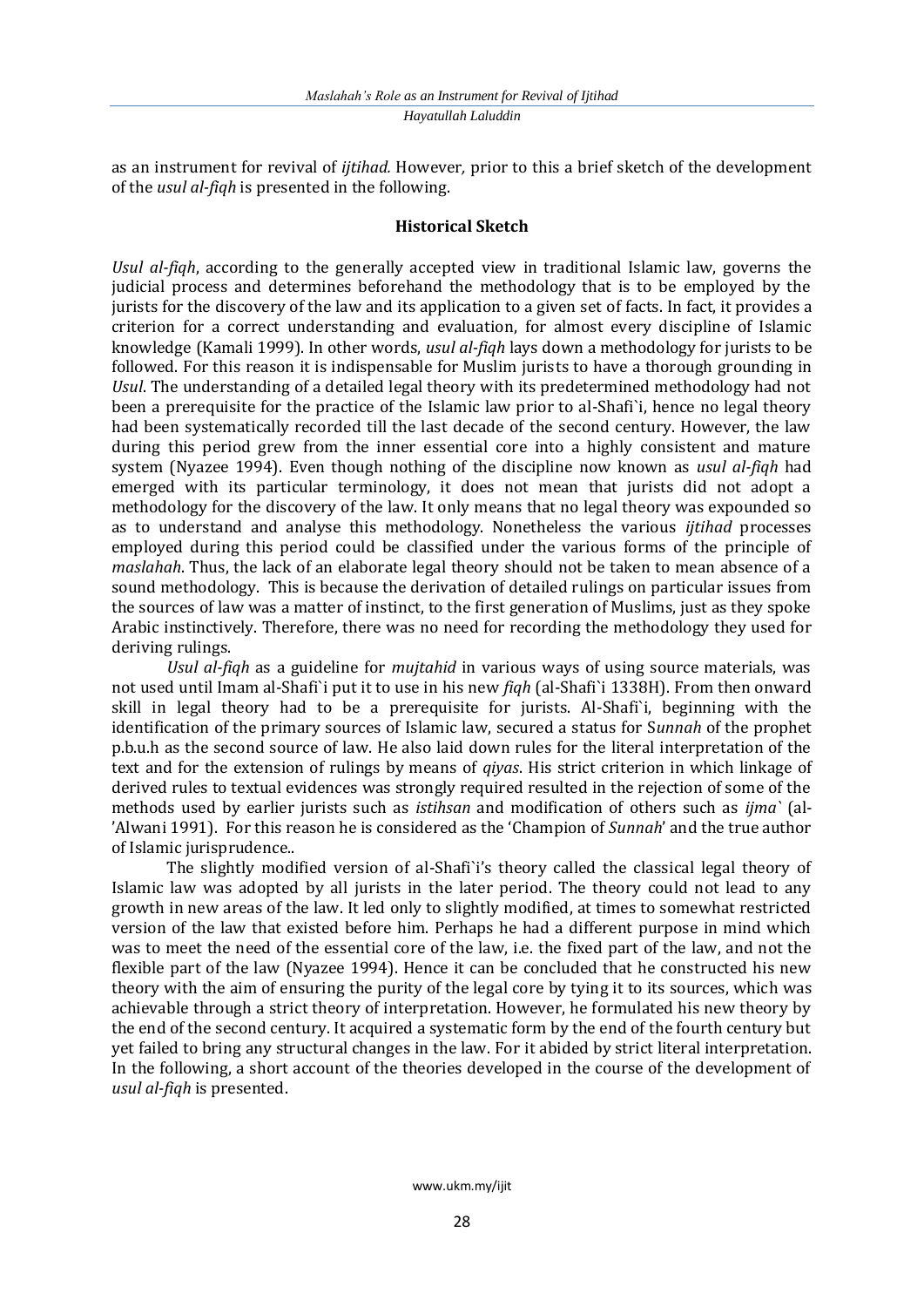as an instrument for revival of *ijtihad.* However, prior to this a brief sketch of the development of the *usul al-fiqh* is presented in the following.

### Historical Sketch

*Usul al-fiqh*, according to the generally accepted view in traditional Islamic law, governs the judicial process and determines beforehand the methodology that is to be employed by the jurists for the discovery of the law and its application to a given set of facts. In fact, it provides a criterion for a correct understanding and evaluation, for almost every discipline of Islamic knowledge (Kamali 1999). In other words, *usul al-fiqh* lays down a methodology for jurists to be followed. For this reason it is indispensable for Muslim jurists to have a thorough grounding in *Usul*. The understanding of a detailed legal theory with its predetermined methodology had not been a prerequisite for the practice of the Islamic law prior to al-Shafi`i, hence no legal theory had been systematically recorded till the last decade of the second century. However, the law during this period grew from the inner essential core into a highly consistent and mature system (Nyazee 1994). Even though nothing of the discipline now known as *usul al-fiqh* had emerged with its particular terminology, it does not mean that jurists did not adopt a methodology for the discovery of the law. It only means that no legal theory was expounded so as to understand and analyse this methodology. Nonetheless the various *ijtihad* processes employed during this period could be classified under the various forms of the principle of *maslahah*. Thus, the lack of an elaborate legal theory should not be taken to mean absence of a sound methodology. This is because the derivation of detailed rulings on particular issues from the sources of law was a matter of instinct, to the first generation of Muslims, just as they spoke Arabic instinctively. Therefore, there was no need for recording the methodology they used for deriving rulings.

*Usul al-fiqh* as a guideline for *mujtahid* in various ways of using source materials, was not used until Imam al-Shafi`i put it to use in his new *fiqh* (al-Shafi`i 1338H). From then onward skill in legal theory had to be a prerequisite for jurists. Al-Shafi`i, beginning with the identification of the primary sources of Islamic law, secured a status for S*unnah* of the prophet p.b.u.h as the second source of law. He also laid down rules for the literal interpretation of the text and for the extension of rulings by means of *qiyas*. His strict criterion in which linkage of derived rules to textual evidences was strongly required resulted in the rejection of some of the methods used by earlier jurists such as *istihsan* and modification of others such as *ijma`* (al-'Alwani 1991). For this reason he is considered as the 'Champion of *Sunnah*' and the true author of Islamic jurisprudence..

The slightly modified version of al-Shafi`i's theory called the classical legal theory of Islamic law was adopted by all jurists in the later period. The theory could not lead to any growth in new areas of the law. It led only to slightly modified, at times to somewhat restricted version of the law that existed before him. Perhaps he had a different purpose in mind which was to meet the need of the essential core of the law, i.e. the fixed part of the law, and not the flexible part of the law (Nyazee 1994). Hence it can be concluded that he constructed his new theory with the aim of ensuring the purity of the legal core by tying it to its sources, which was achievable through a strict theory of interpretation. However, he formulated his new theory by the end of the second century. It acquired a systematic form by the end of the fourth century but yet failed to bring any structural changes in the law. For it abided by strict literal interpretation. In the following, a short account of the theories developed in the course of the development of *usul al-fiqh* is presented.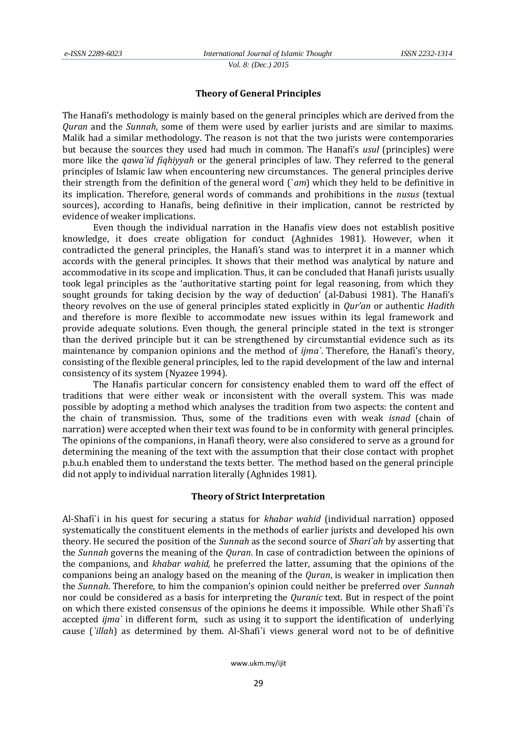## Theory of General Principles

The Hanafi's methodology is mainly based on the general principles which are derived from the *Quran* and the *Sunnah*, some of them were used by earlier jurists and are similar to maxims. Malik had a similar methodology. The reason is not that the two jurists were contemporaries but because the sources they used had much in common. The Hanafi's *usul* (principles) were more like the *qawa`id fiqhiyyah* or the general principles of law. They referred to the general principles of Islamic law when encountering new circumstances. The general principles derive their strength from the definition of the general word (`*am*) which they held to be definitive in its implication. Therefore, general words of commands and prohibitions in the *nusus* (textual sources), according to Hanafis, being definitive in their implication, cannot be restricted by evidence of weaker implications.

Even though the individual narration in the Hanafis view does not establish positive knowledge, it does create obligation for conduct (Aghnides 1981). However, when it contradicted the general principles, the Hanafi's stand was to interpret it in a manner which accords with the general principles. It shows that their method was analytical by nature and accommodative in its scope and implication. Thus, it can be concluded that Hanafi jurists usually took legal principles as the 'authoritative starting point for legal reasoning, from which they sought grounds for taking decision by the way of deduction' (al-Dabusi 1981). The Hanafi's theory revolves on the use of general principles stated explicitly in *Qur'an* or authentic *Hadith* and therefore is more flexible to accommodate new issues within its legal framework and provide adequate solutions. Even though, the general principle stated in the text is stronger than the derived principle but it can be strengthened by circumstantial evidence such as its maintenance by companion opinions and the method of *ijma`*. Therefore, the Hanafi's theory, consisting of the flexible general principles, led to the rapid development of the law and internal consistency of its system (Nyazee 1994).

The Hanafis particular concern for consistency enabled them to ward off the effect of traditions that were either weak or inconsistent with the overall system. This was made possible by adopting a method which analyses the tradition from two aspects: the content and the chain of transmission. Thus, some of the traditions even with weak *isnad* (chain of narration) were accepted when their text was found to be in conformity with general principles. The opinions of the companions, in Hanafi theory, were also considered to serve as a ground for determining the meaning of the text with the assumption that their close contact with prophet p.b.u.h enabled them to understand the texts better. The method based on the general principle did not apply to individual narration literally (Aghnides 1981).

## Theory of Strict Interpretation

Al-Shafi`i in his quest for securing a status for *khabar wahid* (individual narration) opposed systematically the constituent elements in the methods of earlier jurists and developed his own theory. He secured the position of the *Sunnah* as the second source of *Shari`ah* by asserting that the *Sunnah* governs the meaning of the *Quran*. In case of contradiction between the opinions of the companions, and *khabar wahid,* he preferred the latter, assuming that the opinions of the companions being an analogy based on the meaning of the *Quran*, is weaker in implication then the *Sunnah*. Therefore, to him the companion's opinion could neither be preferred over *Sunnah* nor could be considered as a basis for interpreting the *Quranic* text. But in respect of the point on which there existed consensus of the opinions he deems it impossible. While other Shafi`i's accepted *ijma`* in different form, such as using it to support the identification of underlying cause (`*illah*) as determined by them. Al-Shafi`i views general word not to be of definitive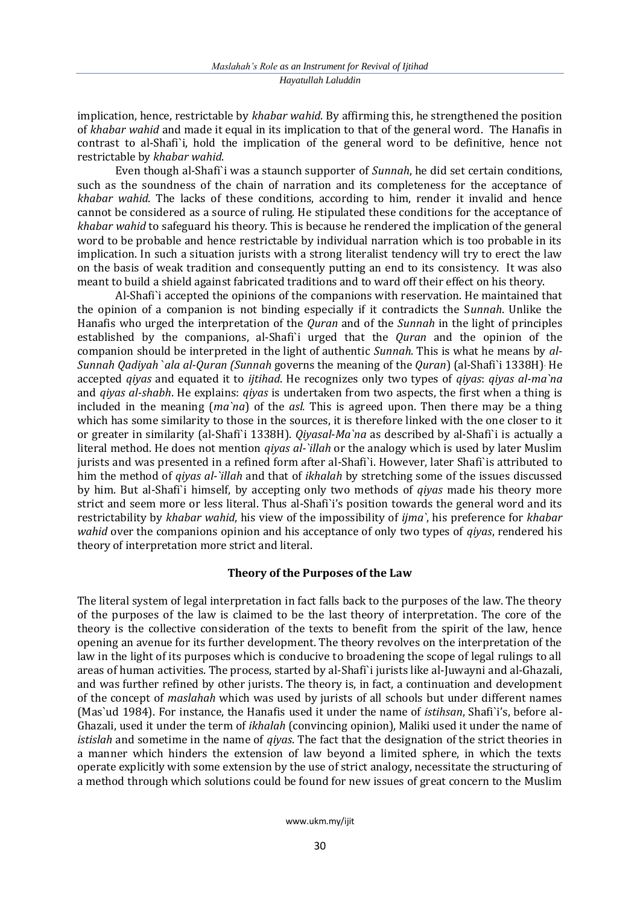implication, hence, restrictable by *khabar wahid*. By affirming this, he strengthened the position of *khabar wahid* and made it equal in its implication to that of the general word. The Hanafis in contrast to al-Shafi`i, hold the implication of the general word to be definitive, hence not restrictable by *khabar wahid*.

Even though al-Shafi`i was a staunch supporter of *Sunnah*, he did set certain conditions, such as the soundness of the chain of narration and its completeness for the acceptance of *khabar wahid*. The lacks of these conditions, according to him, render it invalid and hence cannot be considered as a source of ruling. He stipulated these conditions for the acceptance of *khabar wahid* to safeguard his theory. This is because he rendered the implication of the general word to be probable and hence restrictable by individual narration which is too probable in its implication. In such a situation jurists with a strong literalist tendency will try to erect the law on the basis of weak tradition and consequently putting an end to its consistency. It was also meant to build a shield against fabricated traditions and to ward off their effect on his theory.

Al-Shafi`i accepted the opinions of the companions with reservation. He maintained that the opinion of a companion is not binding especially if it contradicts the S*unnah*. Unlike the Hanafis who urged the interpretation of the *Quran* and of the *Sunnah* in the light of principles established by the companions, al-Shafi`i urged that the *Quran* and the opinion of the companion should be interpreted in the light of authentic *Sunnah*. This is what he means by *al-Sunnah Qadiyah `ala al-Quran (Sunnah* governs the meaning of the *Quran*) (al-Shafi`i 1338H). He accepted *qiyas* and equated it to *ijtihad*. He recognizes only two types of *qiyas*: *qiyas al-ma`na* and *qiyas al-shabh*. He explains: *qiyas* is undertaken from two aspects, the first when a thing is included in the meaning (*ma`na*) of the *asl.* This is agreed upon. Then there may be a thing which has some similarity to those in the sources, it is therefore linked with the one closer to it or greater in similarity (al-Shafi`i 1338H). *Qiyasal-Ma`na* as described by al-Shafi`i is actually a literal method. He does not mention *qiyas al-`illah* or the analogy which is used by later Muslim jurists and was presented in a refined form after al-Shafi`i. However, later Shafi`is attributed to him the method of *qiyas al-`illah* and that of *ikhalah* by stretching some of the issues discussed by him. But al-Shafi`i himself, by accepting only two methods of *qiyas* made his theory more strict and seem more or less literal. Thus al-Shafi`i's position towards the general word and its restrictability by *khabar wahid*, his view of the impossibility of *ijma`*, his preference for *khabar wahid* over the companions opinion and his acceptance of only two types of *qiyas*, rendered his theory of interpretation more strict and literal.

## Theory of the Purposes of the Law

The literal system of legal interpretation in fact falls back to the purposes of the law. The theory of the purposes of the law is claimed to be the last theory of interpretation. The core of the theory is the collective consideration of the texts to benefit from the spirit of the law, hence opening an avenue for its further development. The theory revolves on the interpretation of the law in the light of its purposes which is conducive to broadening the scope of legal rulings to all areas of human activities. The process, started by al-Shafi`i jurists like al-Juwayni and al-Ghazali, and was further refined by other jurists. The theory is, in fact, a continuation and development of the concept of *maslahah* which was used by jurists of all schools but under different names (Mas`ud 1984). For instance, the Hanafis used it under the name of *istihsan*, Shafi`i's, before al-Ghazali, used it under the term of *ikhalah* (convincing opinion), Maliki used it under the name of *istislah* and sometime in the name of *qiyas*. The fact that the designation of the strict theories in a manner which hinders the extension of law beyond a limited sphere, in which the texts operate explicitly with some extension by the use of strict analogy, necessitate the structuring of a method through which solutions could be found for new issues of great concern to the Muslim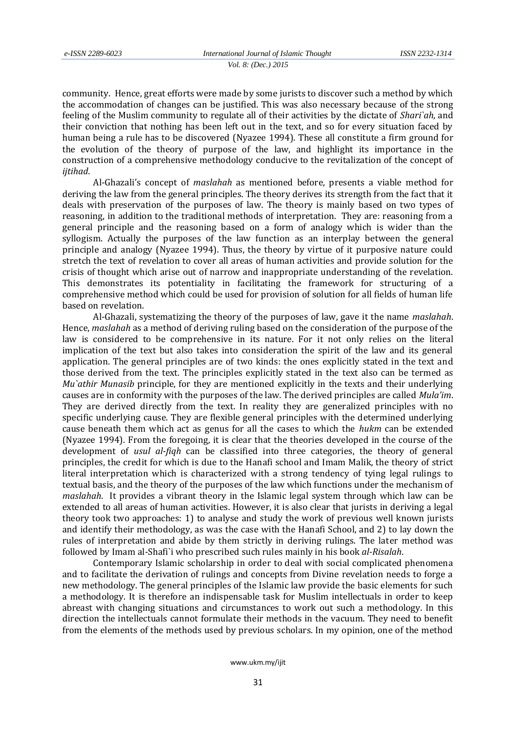community. Hence, great efforts were made by some jurists to discover such a method by which the accommodation of changes can be justified. This was also necessary because of the strong feeling of the Muslim community to regulate all of their activities by the dictate of *Shari`ah*, and their conviction that nothing has been left out in the text, and so for every situation faced by human being a rule has to be discovered (Nyazee 1994). These all constitute a firm ground for the evolution of the theory of purpose of the law, and highlight its importance in the construction of a comprehensive methodology conducive to the revitalization of the concept of *ijtihad*.

Al-Ghazali's concept of *maslahah* as mentioned before, presents a viable method for deriving the law from the general principles. The theory derives its strength from the fact that it deals with preservation of the purposes of law. The theory is mainly based on two types of reasoning, in addition to the traditional methods of interpretation. They are: reasoning from a general principle and the reasoning based on a form of analogy which is wider than the syllogism. Actually the purposes of the law function as an interplay between the general principle and analogy (Nyazee 1994). Thus, the theory by virtue of it purposive nature could stretch the text of revelation to cover all areas of human activities and provide solution for the crisis of thought which arise out of narrow and inappropriate understanding of the revelation. This demonstrates its potentiality in facilitating the framework for structuring of a comprehensive method which could be used for provision of solution for all fields of human life based on revelation.

Al-Ghazali, systematizing the theory of the purposes of law, gave it the name *maslahah*. Hence, *maslahah* as a method of deriving ruling based on the consideration of the purpose of the law is considered to be comprehensive in its nature. For it not only relies on the literal implication of the text but also takes into consideration the spirit of the law and its general application. The general principles are of two kinds: the ones explicitly stated in the text and those derived from the text. The principles explicitly stated in the text also can be termed as *Mu`athir Munasib* principle, for they are mentioned explicitly in the texts and their underlying causes are in conformity with the purposes of the law. The derived principles are called *Mula'im*. They are derived directly from the text. In reality they are generalized principles with no specific underlying cause. They are flexible general principles with the determined underlying cause beneath them which act as genus for all the cases to which the *hukm* can be extended (Nyazee 1994). From the foregoing, it is clear that the theories developed in the course of the development of *usul al-fiqh* can be classified into three categories, the theory of general principles, the credit for which is due to the Hanafi school and Imam Malik, the theory of strict literal interpretation which is characterized with a strong tendency of tying legal rulings to textual basis, and the theory of the purposes of the law which functions under the mechanism of *maslahah*. It provides a vibrant theory in the Islamic legal system through which law can be extended to all areas of human activities. However, it is also clear that jurists in deriving a legal theory took two approaches: 1) to analyse and study the work of previous well known jurists and identify their methodology, as was the case with the Hanafi School, and 2) to lay down the rules of interpretation and abide by them strictly in deriving rulings. The later method was followed by Imam al-Shafi`i who prescribed such rules mainly in his book *al-Risalah*.

Contemporary Islamic scholarship in order to deal with social complicated phenomena and to facilitate the derivation of rulings and concepts from Divine revelation needs to forge a new methodology. The general principles of the Islamic law provide the basic elements for such a methodology. It is therefore an indispensable task for Muslim intellectuals in order to keep abreast with changing situations and circumstances to work out such a methodology. In this direction the intellectuals cannot formulate their methods in the vacuum. They need to benefit from the elements of the methods used by previous scholars. In my opinion, one of the method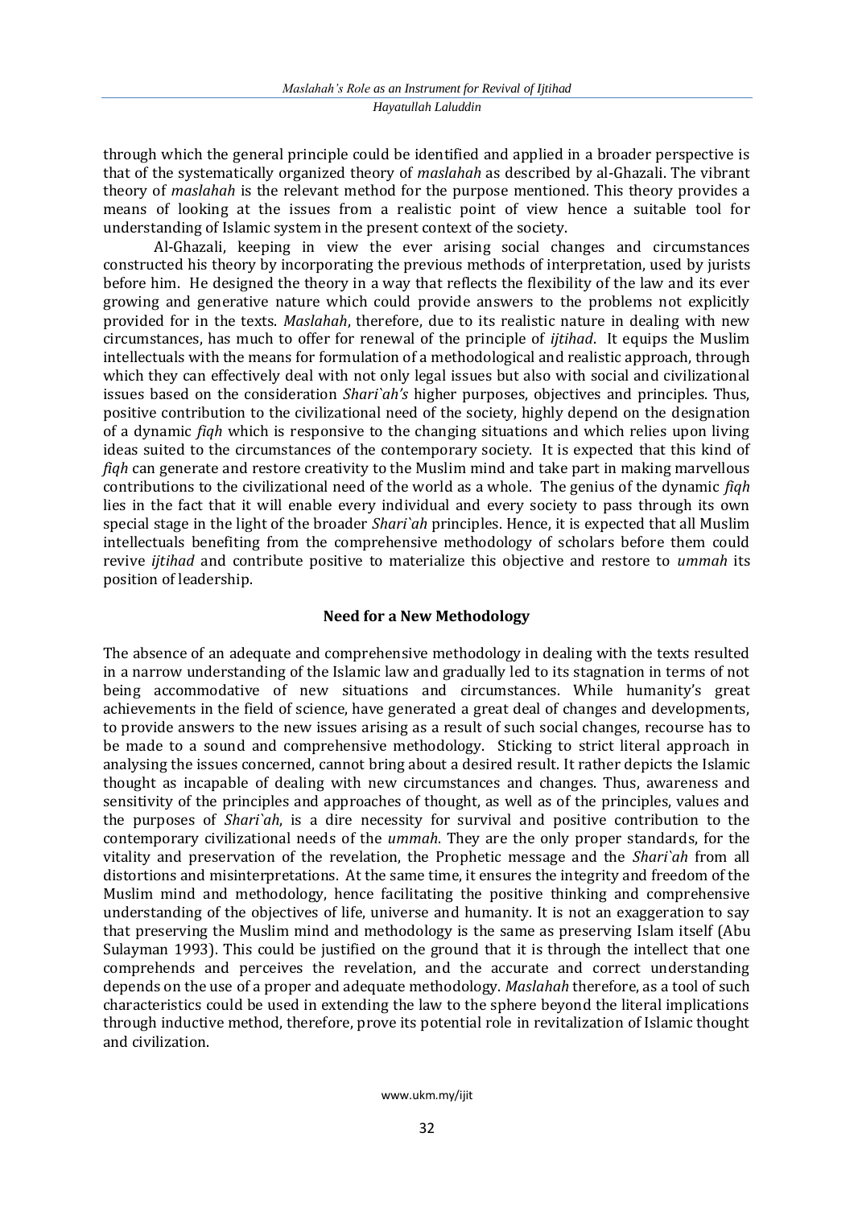through which the general principle could be identified and applied in a broader perspective is that of the systematically organized theory of *maslahah* as described by al-Ghazali. The vibrant theory of *maslahah* is the relevant method for the purpose mentioned. This theory provides a means of looking at the issues from a realistic point of view hence a suitable tool for understanding of Islamic system in the present context of the society.

Al-Ghazali, keeping in view the ever arising social changes and circumstances constructed his theory by incorporating the previous methods of interpretation, used by jurists before him. He designed the theory in a way that reflects the flexibility of the law and its ever growing and generative nature which could provide answers to the problems not explicitly provided for in the texts. *Maslahah*, therefore, due to its realistic nature in dealing with new circumstances, has much to offer for renewal of the principle of *ijtihad*. It equips the Muslim intellectuals with the means for formulation of a methodological and realistic approach, through which they can effectively deal with not only legal issues but also with social and civilizational issues based on the consideration *Shari`ah's* higher purposes, objectives and principles. Thus, positive contribution to the civilizational need of the society, highly depend on the designation of a dynamic *fiqh* which is responsive to the changing situations and which relies upon living ideas suited to the circumstances of the contemporary society. It is expected that this kind of *fiqh* can generate and restore creativity to the Muslim mind and take part in making marvellous contributions to the civilizational need of the world as a whole. The genius of the dynamic *fiqh* lies in the fact that it will enable every individual and every society to pass through its own special stage in the light of the broader *Shari`ah* principles. Hence, it is expected that all Muslim intellectuals benefiting from the comprehensive methodology of scholars before them could revive *ijtihad* and contribute positive to materialize this objective and restore to *ummah* its position of leadership.

## Need for a New Methodology

The absence of an adequate and comprehensive methodology in dealing with the texts resulted in a narrow understanding of the Islamic law and gradually led to its stagnation in terms of not being accommodative of new situations and circumstances. While humanity's great achievements in the field of science, have generated a great deal of changes and developments, to provide answers to the new issues arising as a result of such social changes, recourse has to be made to a sound and comprehensive methodology. Sticking to strict literal approach in analysing the issues concerned, cannot bring about a desired result. It rather depicts the Islamic thought as incapable of dealing with new circumstances and changes. Thus, awareness and sensitivity of the principles and approaches of thought, as well as of the principles, values and the purposes of *Shari`ah*, is a dire necessity for survival and positive contribution to the contemporary civilizational needs of the *ummah*. They are the only proper standards, for the vitality and preservation of the revelation, the Prophetic message and the *Shari`ah* from all distortions and misinterpretations. At the same time, it ensures the integrity and freedom of the Muslim mind and methodology, hence facilitating the positive thinking and comprehensive understanding of the objectives of life, universe and humanity. It is not an exaggeration to say that preserving the Muslim mind and methodology is the same as preserving Islam itself (Abu Sulayman 1993). This could be justified on the ground that it is through the intellect that one comprehends and perceives the revelation, and the accurate and correct understanding depends on the use of a proper and adequate methodology. *Maslahah* therefore, as a tool of such characteristics could be used in extending the law to the sphere beyond the literal implications through inductive method, therefore, prove its potential role in revitalization of Islamic thought and civilization.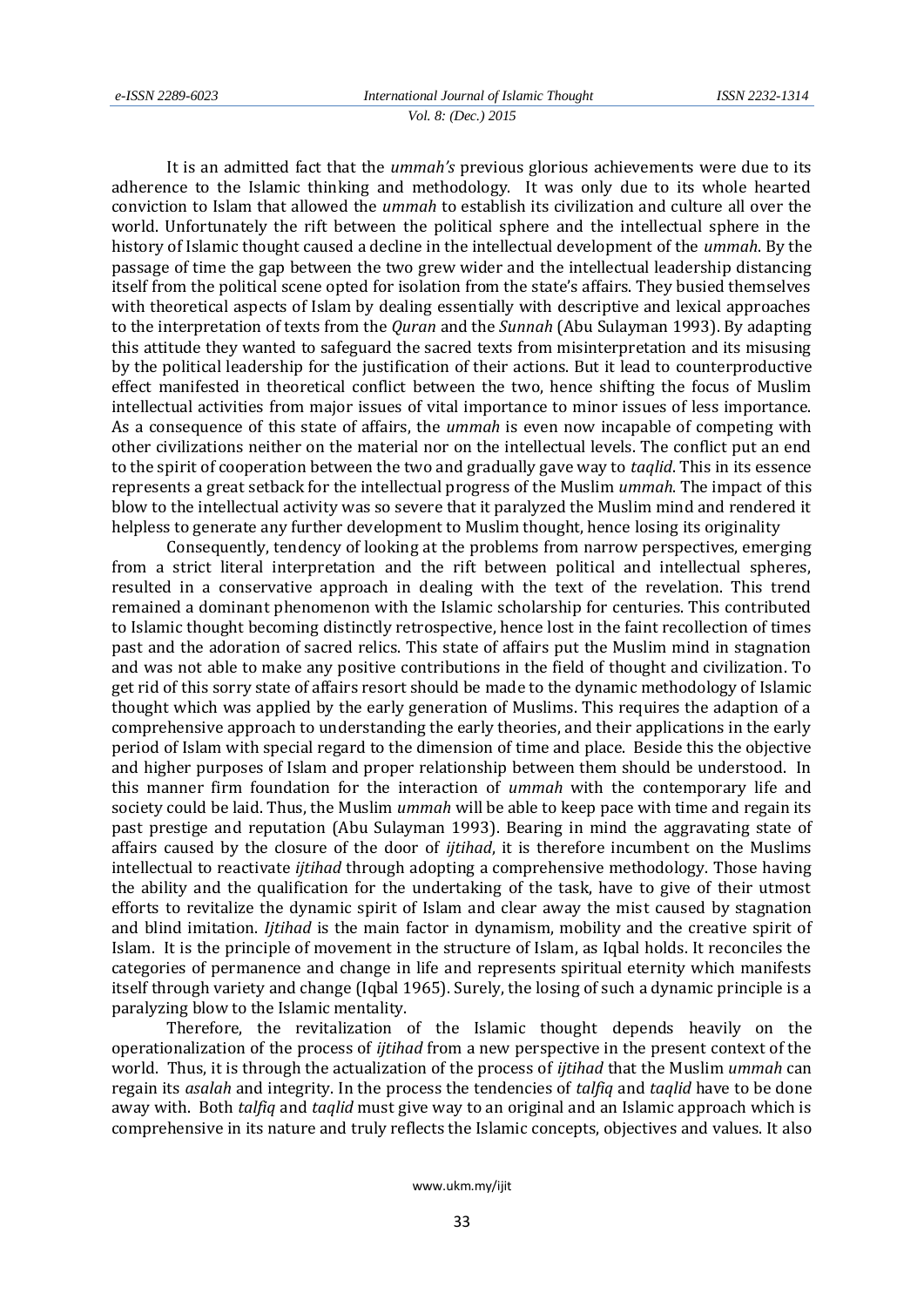It is an admitted fact that the *ummah's* previous glorious achievements were due to its adherence to the Islamic thinking and methodology. It was only due to its whole hearted conviction to Islam that allowed the *ummah* to establish its civilization and culture all over the world. Unfortunately the rift between the political sphere and the intellectual sphere in the history of Islamic thought caused a decline in the intellectual development of the *ummah*. By the passage of time the gap between the two grew wider and the intellectual leadership distancing itself from the political scene opted for isolation from the state's affairs. They busied themselves with theoretical aspects of Islam by dealing essentially with descriptive and lexical approaches to the interpretation of texts from the *Quran* and the *Sunnah* (Abu Sulayman 1993). By adapting this attitude they wanted to safeguard the sacred texts from misinterpretation and its misusing by the political leadership for the justification of their actions. But it lead to counterproductive effect manifested in theoretical conflict between the two, hence shifting the focus of Muslim intellectual activities from major issues of vital importance to minor issues of less importance. As a consequence of this state of affairs, the *ummah* is even now incapable of competing with other civilizations neither on the material nor on the intellectual levels. The conflict put an end to the spirit of cooperation between the two and gradually gave way to *taqlid*. This in its essence represents a great setback for the intellectual progress of the Muslim *ummah*. The impact of this blow to the intellectual activity was so severe that it paralyzed the Muslim mind and rendered it helpless to generate any further development to Muslim thought, hence losing its originality

Consequently, tendency of looking at the problems from narrow perspectives, emerging from a strict literal interpretation and the rift between political and intellectual spheres, resulted in a conservative approach in dealing with the text of the revelation. This trend remained a dominant phenomenon with the Islamic scholarship for centuries. This contributed to Islamic thought becoming distinctly retrospective, hence lost in the faint recollection of times past and the adoration of sacred relics. This state of affairs put the Muslim mind in stagnation and was not able to make any positive contributions in the field of thought and civilization. To get rid of this sorry state of affairs resort should be made to the dynamic methodology of Islamic thought which was applied by the early generation of Muslims. This requires the adaption of a comprehensive approach to understanding the early theories, and their applications in the early period of Islam with special regard to the dimension of time and place. Beside this the objective and higher purposes of Islam and proper relationship between them should be understood. In this manner firm foundation for the interaction of *ummah* with the contemporary life and society could be laid. Thus, the Muslim *ummah* will be able to keep pace with time and regain its past prestige and reputation (Abu Sulayman 1993). Bearing in mind the aggravating state of affairs caused by the closure of the door of *ijtihad*, it is therefore incumbent on the Muslims intellectual to reactivate *ijtihad* through adopting a comprehensive methodology. Those having the ability and the qualification for the undertaking of the task, have to give of their utmost efforts to revitalize the dynamic spirit of Islam and clear away the mist caused by stagnation and blind imitation. *Ijtihad* is the main factor in dynamism, mobility and the creative spirit of Islam. It is the principle of movement in the structure of Islam, as Iqbal holds. It reconciles the categories of permanence and change in life and represents spiritual eternity which manifests itself through variety and change (Iqbal 1965). Surely, the losing of such a dynamic principle is a paralyzing blow to the Islamic mentality.

Therefore, the revitalization of the Islamic thought depends heavily on the operationalization of the process of *ijtihad* from a new perspective in the present context of the world. Thus, it is through the actualization of the process of *ijtihad* that the Muslim *ummah* can regain its *asalah* and integrity. In the process the tendencies of *talfiq* and *taqlid* have to be done away with. Both *talfiq* and *taqlid* must give way to an original and an Islamic approach which is comprehensive in its nature and truly reflects the Islamic concepts, objectives and values. It also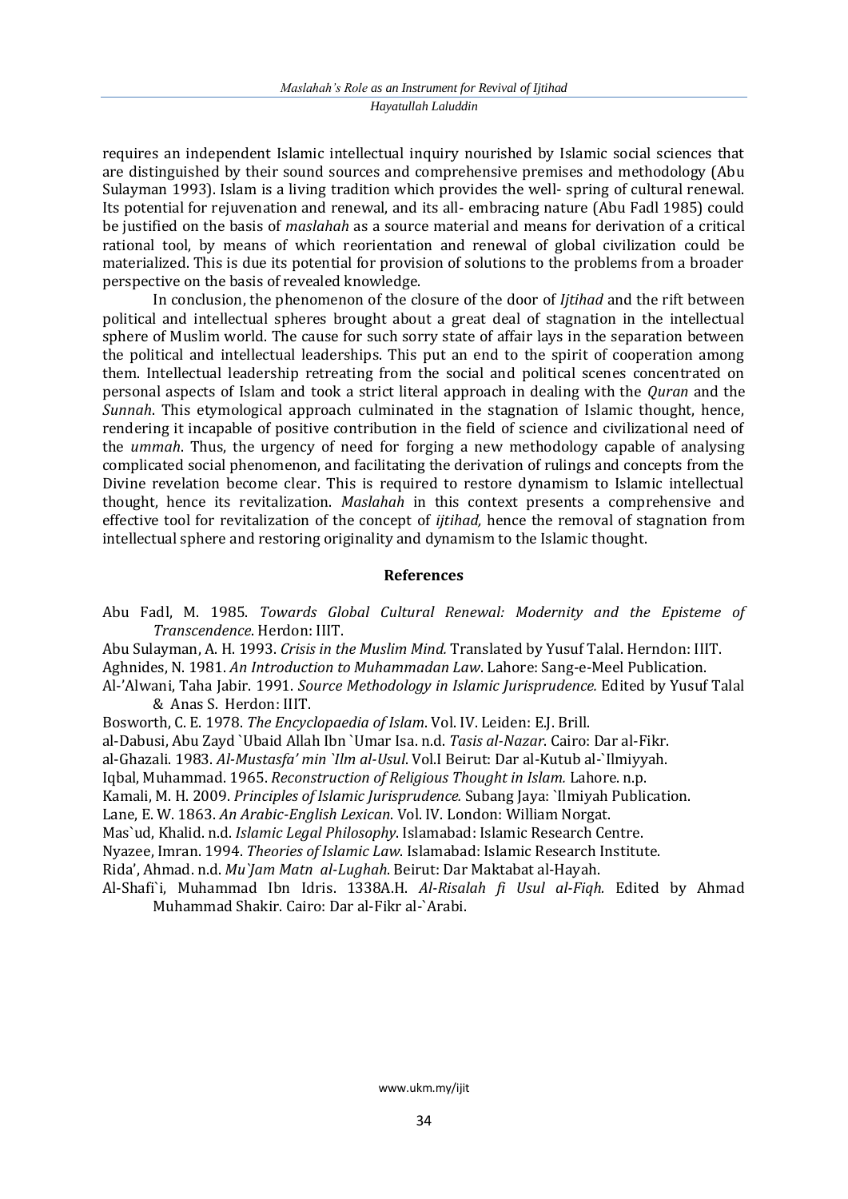requires an independent Islamic intellectual inquiry nourished by Islamic social sciences that are distinguished by their sound sources and comprehensive premises and methodology (Abu Sulayman 1993). Islam is a living tradition which provides the well- spring of cultural renewal. Its potential for rejuvenation and renewal, and its all- embracing nature (Abu Fadl 1985) could be justified on the basis of *maslahah* as a source material and means for derivation of a critical rational tool, by means of which reorientation and renewal of global civilization could be materialized. This is due its potential for provision of solutions to the problems from a broader perspective on the basis of revealed knowledge.

In conclusion, the phenomenon of the closure of the door of *Ijtihad* and the rift between political and intellectual spheres brought about a great deal of stagnation in the intellectual sphere of Muslim world. The cause for such sorry state of affair lays in the separation between the political and intellectual leaderships. This put an end to the spirit of cooperation among them. Intellectual leadership retreating from the social and political scenes concentrated on personal aspects of Islam and took a strict literal approach in dealing with the *Quran* and the *Sunnah*. This etymological approach culminated in the stagnation of Islamic thought, hence, rendering it incapable of positive contribution in the field of science and civilizational need of the *ummah*. Thus, the urgency of need for forging a new methodology capable of analysing complicated social phenomenon, and facilitating the derivation of rulings and concepts from the Divine revelation become clear. This is required to restore dynamism to Islamic intellectual thought, hence its revitalization. *Maslahah* in this context presents a comprehensive and effective tool for revitalization of the concept of *ijtihad,* hence the removal of stagnation from intellectual sphere and restoring originality and dynamism to the Islamic thought.

## References

Abu Fadl, M. 1985. *Towards Global Cultural Renewal: Modernity and the Episteme of Transcendence*. Herdon: IIIT.

Abu Sulayman, A. H. 1993. *Crisis in the Muslim Mind.* Translated by Yusuf Talal. Herndon: IIIT.

Aghnides, N. 1981. *An Introduction to Muhammadan Law*. Lahore: Sang-e-Meel Publication.

Al-'Alwani, Taha Jabir. 1991. *Source Methodology in Islamic Jurisprudence.* Edited by Yusuf Talal & Anas S. Herdon: IIIT.

Bosworth, C. E. 1978. *The Encyclopaedia of Islam*. Vol. IV. Leiden: E.J. Brill.

al-Dabusi, Abu Zayd `Ubaid Allah Ibn `Umar Isa. n.d. *Tasis al-Nazar*. Cairo: Dar al-Fikr.

al-Ghazali. 1983. *Al-Mustasfa' min `Ilm al-Usul*. Vol.I Beirut: Dar al-Kutub al-`Ilmiyyah.

Iqbal, Muhammad. 1965. *Reconstruction of Religious Thought in Islam.* Lahore. n.p.

Kamali, M. H. 2009. *Principles of Islamic Jurisprudence.* Subang Jaya: `Ilmiyah Publication.

Lane, E. W. 1863. *An Arabic-English Lexican*. Vol. IV. London: William Norgat.

Mas`ud, Khalid. n.d. *Islamic Legal Philosophy*. Islamabad: Islamic Research Centre.

Nyazee, Imran. 1994. *Theories of Islamic Law*. Islamabad: Islamic Research Institute.

Rida', Ahmad. n.d. *Mu`Jam Matn al-Lughah*. Beirut: Dar Maktabat al-Hayah.

Al-Shafi`i, Muhammad Ibn Idris. 1338A.H. *Al-Risalah fi Usul al-Fiqh.* Edited by Ahmad Muhammad Shakir. Cairo: Dar al-Fikr al-`Arabi.